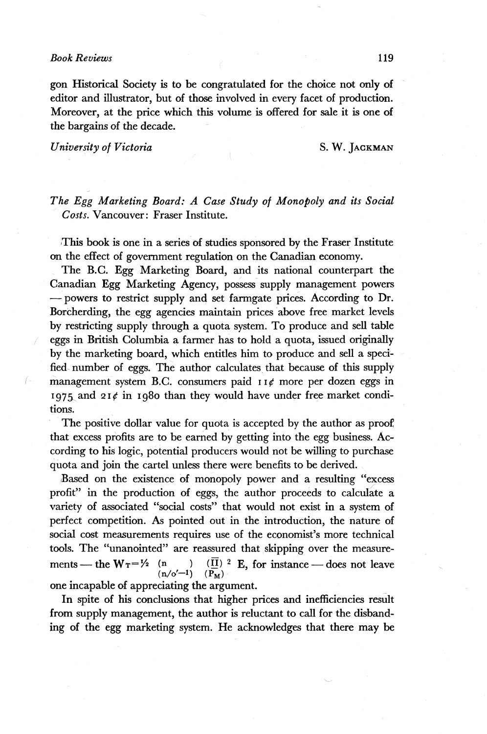gon Historical Society is to be congratulated for the choice not only of editor and illustrator, but of those involved in every facet of production. Moreover, at the price which this volume is offered for sale it is one of the bargains of the decade.

*University of Victoria* S. W. JACKMAN

*The Egg Marketing Board: A Case Study of Monopoly and its Social Costs.* Vancouver: Fraser Institute.

This book is one in a series of studies sponsored by the Fraser Institute on the effect of government regulation on the Canadian economy.

The B.C. Egg Marketing Board, and its national counterpart the Canadian Egg Marketing Agency, possess supply management powers — powers to restrict supply and set farmgate prices. According to Dr. Borcherding, the egg agencies maintain prices above free market levels by restricting supply through a quota system. To produce and sell table eggs in British Columbia a farmer has to hold a quota, issued originally by the marketing board, which entitles him to produce and sell a specified number of eggs. The author calculates that because of this supply management system B.C. consumers paid 11¢ more per dozen eggs in 1975 and 21¢ in 1980 than they would have under free market conditions.

The positive dollar value for quota is accepted by the author as proof that excess profits are to be earned by getting into the egg business. According to his logic, potential producers would not be willing to purchase quota and join the cartel unless there were benefits to be derived.

Based on the existence of monopoly power and a resulting "excess profit" in the production of eggs, the author proceeds to calculate a variety of associated "social costs" that would not exist in a system of perfect competition. As pointed out in the introduction, the nature of social cost measurements requires use of the economist's more technical tools. The "unanointed" are reassured that skipping over the measurements — the $W_T = \frac{1}{2} \left(\frac{n}{n/o' - 1}\right) \left(\frac{\overline{\Pi}}{P_M}\right)^2 E$, for instance — does not leave one incapable of appreciating the argument.

In spite of his conclusions that higher prices and inefficiencies result from supply management, the author is reluctant to call for the disbanding of the egg marketing system. He acknowledges that there may be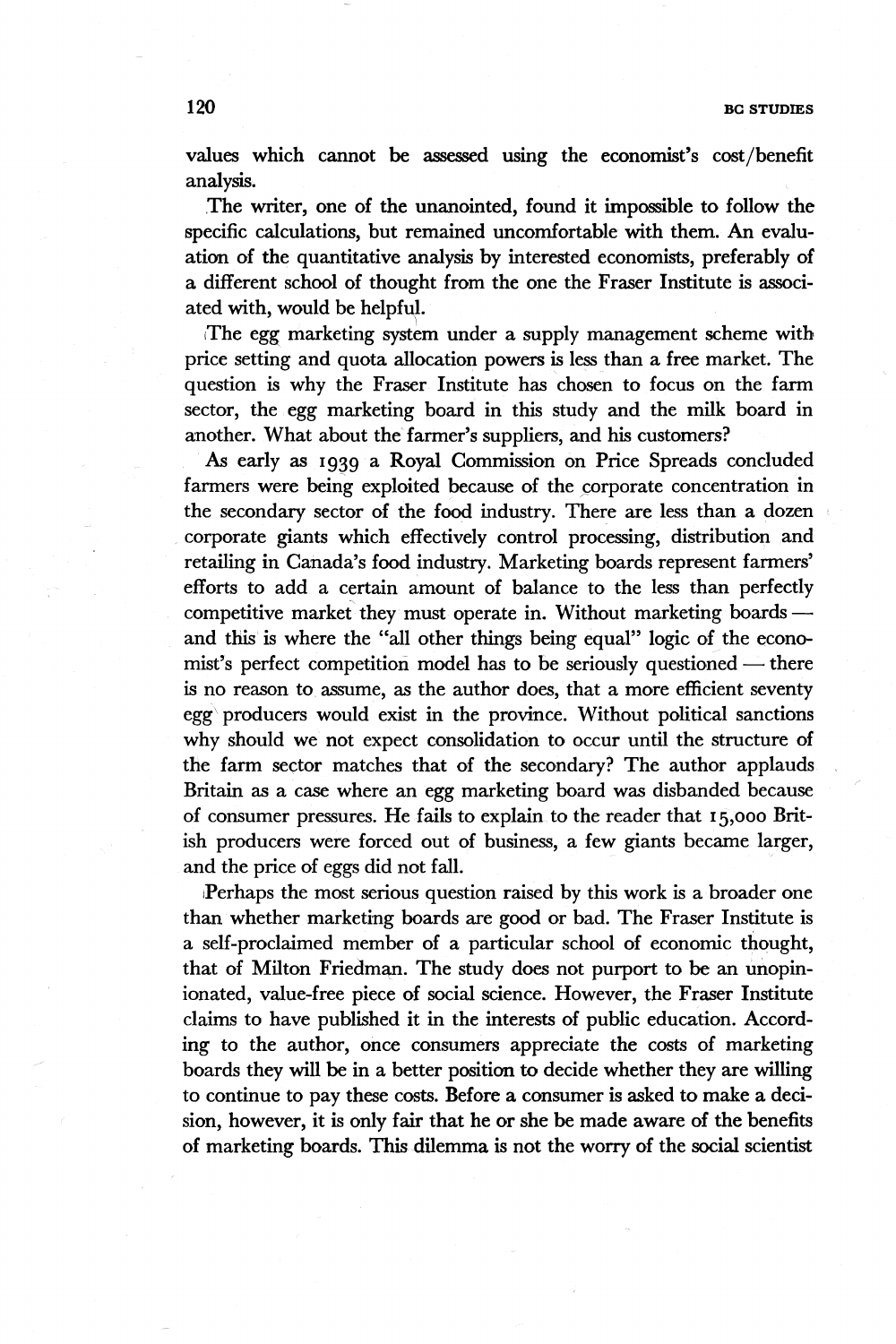values which cannot be assessed using the economist's cost/benefit analysis.

The writer, one of the unanointed, found it impossible to follow the specific calculations, but remained uncomfortable with them. An evaluation of the quantitative analysis by interested economists, preferably of a different school of thought from the one the Fraser Institute is associated with, would be helpful.

The egg marketing system under a supply management scheme with price setting and quota allocation powers is less than a free market. The question is why the Fraser Institute has chosen to focus on the farm sector, the egg marketing board in this study and the milk board in another. What about the farmer's suppliers, and his customers?

As early as 1939 a Royal Commission on Price Spreads concluded farmers were being exploited because of the corporate concentration in the secondary sector of the food industry. There are less than a dozen corporate giants which effectively control processing, distribution and retailing in Canada's food industry. Marketing boards represent farmers' efforts to add a certain amount of balance to the less than perfectly competitive market they must operate in. Without marketing boards — and this is where the "all other things being equal" logic of the economist's perfect competition model has to be seriously questioned — there is no reason to assume, as the author does, that a more efficient seventy egg producers would exist in the province. Without political sanctions why should we not expect consolidation to occur until the structure of the farm sector matches that of the secondary? The author applauds Britain as a case where an egg marketing board was disbanded because of consumer pressures. He fails to explain to the reader that 15,000 British producers were forced out of business, a few giants became larger, and the price of eggs did not fall.

Perhaps the most serious question raised by this work is a broader one than whether marketing boards are good or bad. The Fraser Institute is a self-proclaimed member of a particular school of economic thought, that of Milton Friedman. The study does not purport to be an unopinionated, value-free piece of social science. However, the Fraser Institute claims to have published it in the interests of public education. According to the author, once consumers appreciate the costs of marketing boards they will be in a better position to decide whether they are willing to continue to pay these costs. Before a consumer is asked to make a decision, however, it is only fair that he or she be made aware of the benefits of marketing boards. This dilemma is not the worry of the social scientist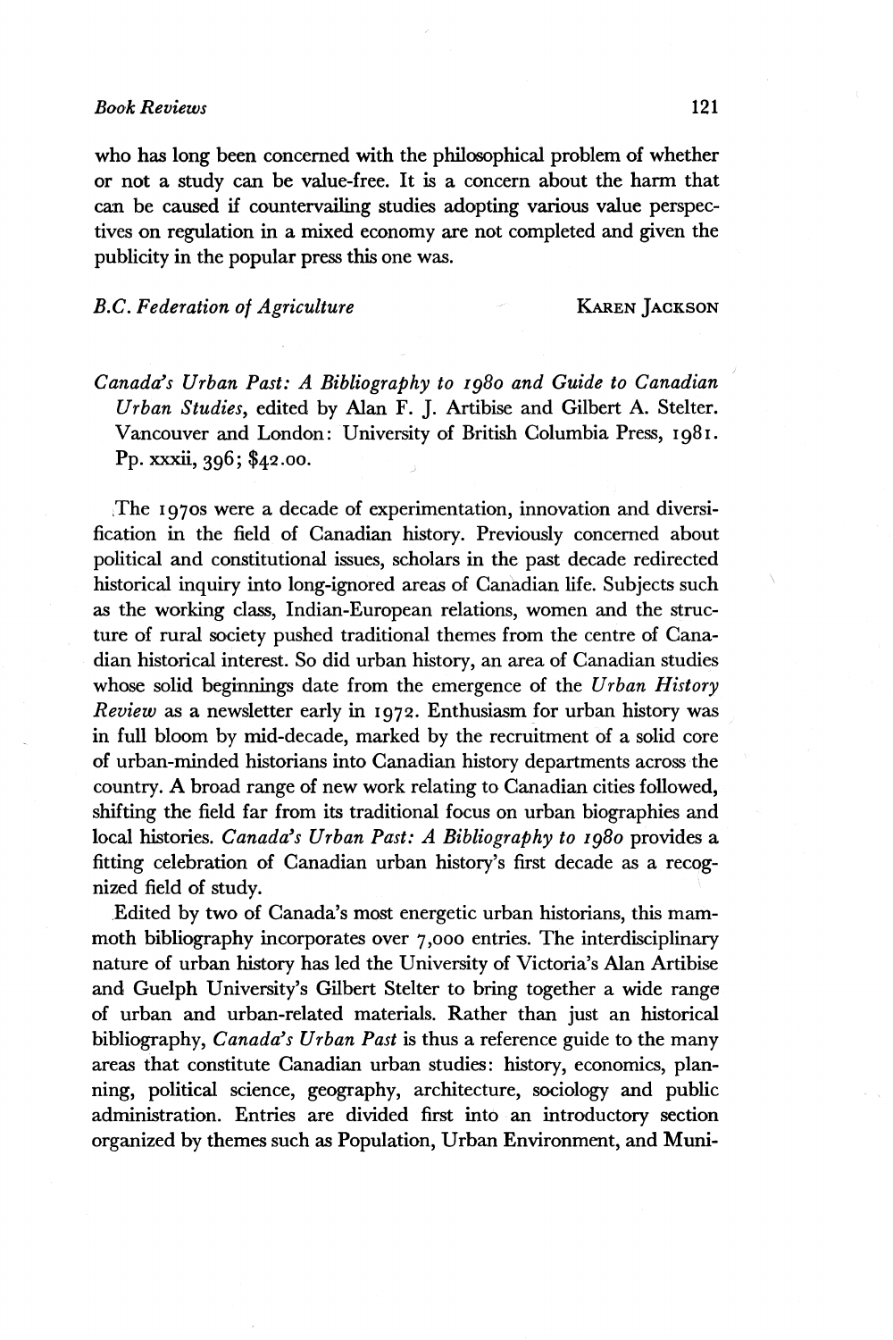who has long been concerned with the philosophical problem of whether or not a study can be value-free. It is a concern about the harm that can be caused if countervailing studies adopting various value perspectives on regulation in a mixed economy are not completed and given the publicity in the popular press this one was.

*B.C. Federation of Agriculture* KAREN JACKSON

*Canada's Urban Past: A Bibliography to 1980 and Guide to Canadian Urban Studies*, edited by Alan F. J. Artibise and Gilbert A. Stelter. Vancouver and London: University of British Columbia Press, 1981. Pp. xxxii, 396; $42.00.

The 1970s were a decade of experimentation, innovation and diversification in the field of Canadian history. Previously concerned about political and constitutional issues, scholars in the past decade redirected historical inquiry into long-ignored areas of Canadian life. Subjects such as the working class, Indian-European relations, women and the structure of rural society pushed traditional themes from the centre of Canadian historical interest. So did urban history, an area of Canadian studies whose solid beginnings date from the emergence of the *Urban History Review* as a newsletter early in 1972. Enthusiasm for urban history was in full bloom by mid-decade, marked by the recruitment of a solid core of urban-minded historians into Canadian history departments across the country. A broad range of new work relating to Canadian cities followed, shifting the field far from its traditional focus on urban biographies and local histories. *Canada's Urban Past: A Bibliography to 1980* provides a fitting celebration of Canadian urban history's first decade as a recognized field of study.

Edited by two of Canada's most energetic urban historians, this mammoth bibliography incorporates over 7,000 entries. The interdisciplinary nature of urban history has led the University of Victoria's Alan Artibise and Guelph University's Gilbert Stelter to bring together a wide range of urban and urban-related materials. Rather than just an historical bibliography, *Canada's Urban Past* is thus a reference guide to the many areas that constitute Canadian urban studies: history, economics, planning, political science, geography, architecture, sociology and public administration. Entries are divided first into an introductory section organized by themes such as Population, Urban Environment, and Muni-